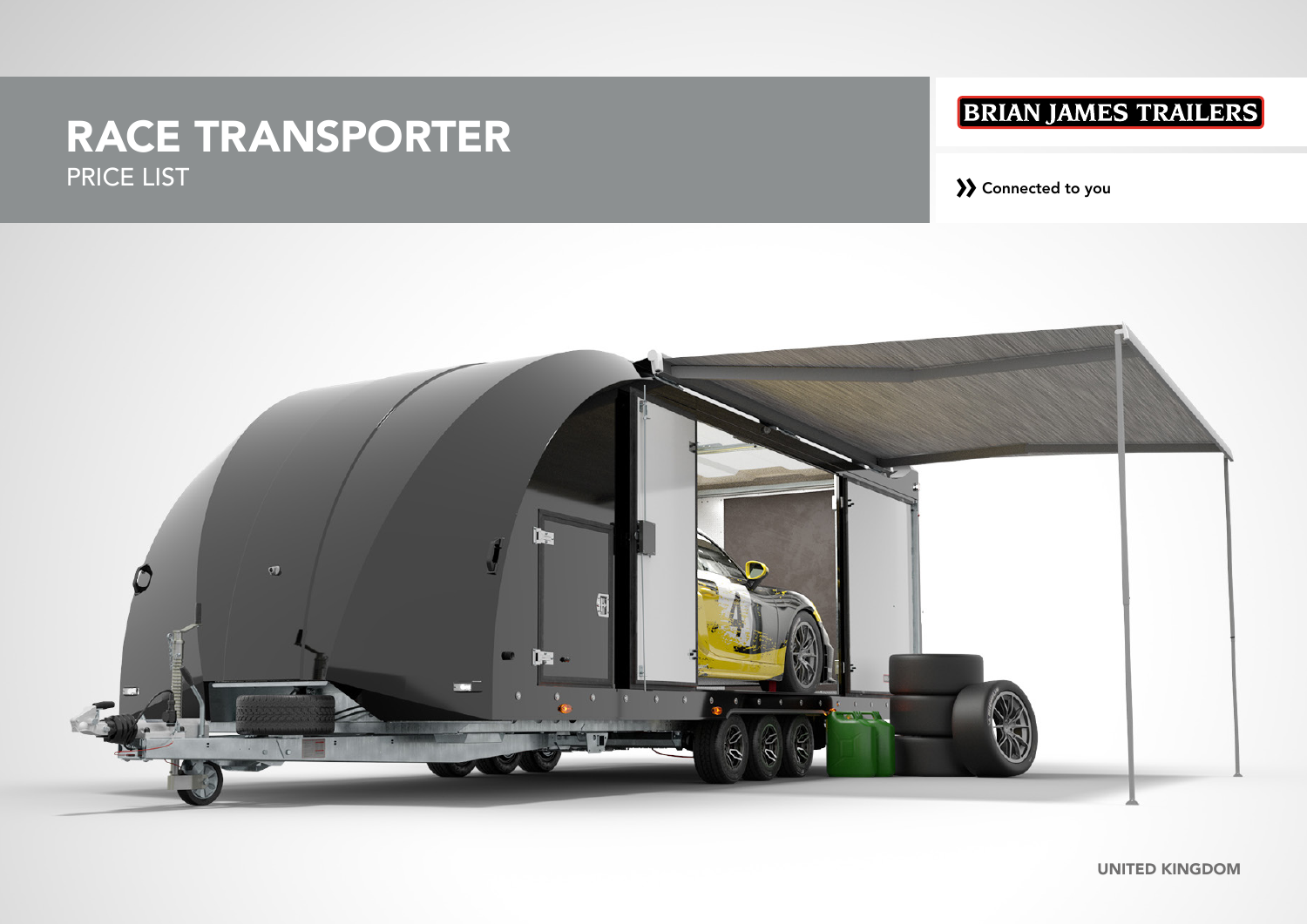# RACE TRANSPORTER

PRICE LIST

BRIAN JAMES TRAILERS

Connected to you

UNITED KINGDOM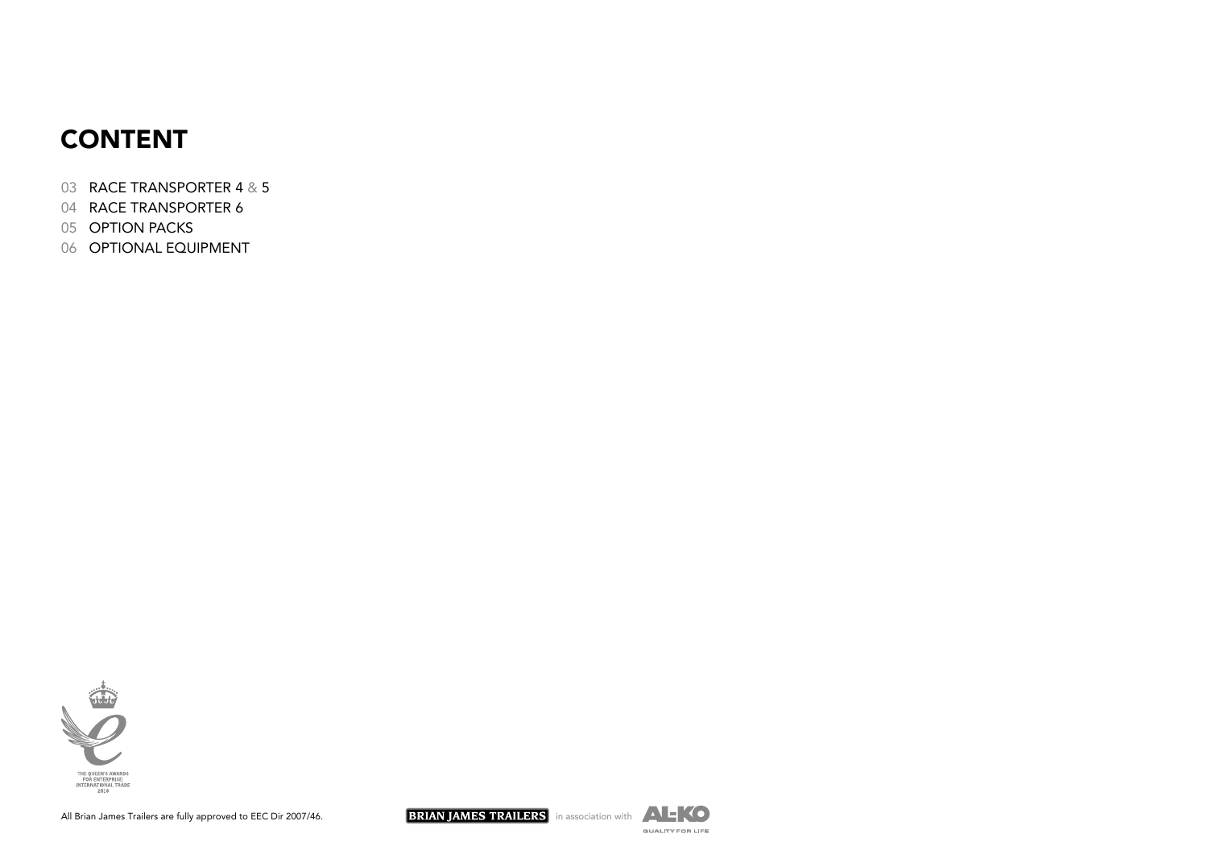# CONTENT

03 RACE TRANSPORTER 4 & 5
04 RACE TRANSPORTER 6
05 OPTION PACKS
06 OPTIONAL EQUIPMENT

THE QUEEN'S AWARDS FOR ENTERPRISE: INTERNATIONAL TRADE 2018

All Brian James Trailers are fully approved to EEC Dir 2007/46.

BRIAN JAMES TRAILERS in association with AL-KO QUALITY FOR LIFE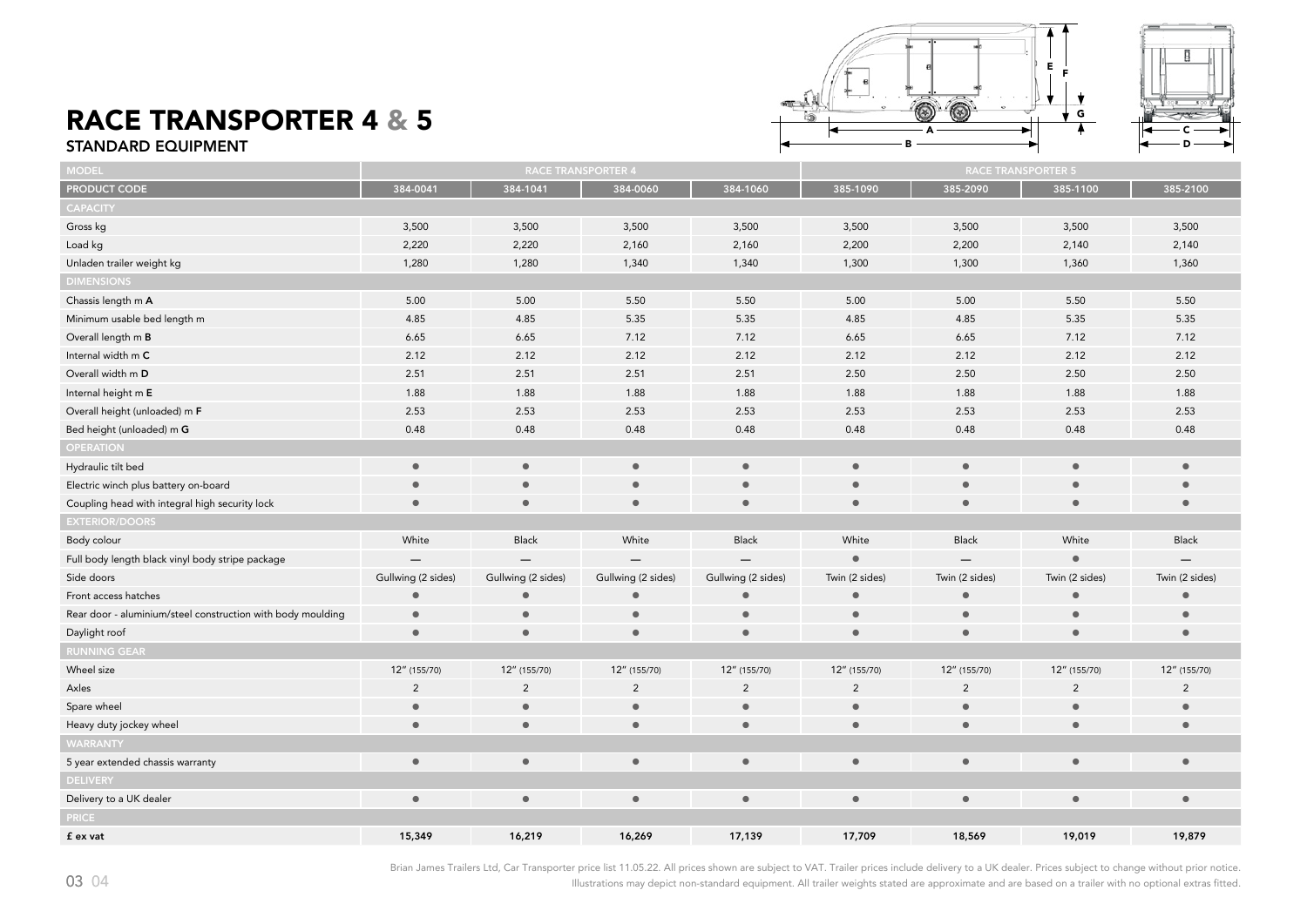# RACE TRANSPORTER 4 & 5

## STANDARD EQUIPMENT

| MODEL | RACE TRANSPORTER 4 | | | | RACE TRANSPORTER 5 | | | |
|---|---|---|---|---|---|---|---|---|
| PRODUCT CODE | 384-0041 | 384-1041 | 384-0060 | 384-1060 | 385-1090 | 385-2090 | 385-1100 | 385-2100 |
| **CAPACITY** | | | | | | | | |
| Gross kg | 3,500 | 3,500 | 3,500 | 3,500 | 3,500 | 3,500 | 3,500 | 3,500 |
| Load kg | 2,220 | 2,220 | 2,160 | 2,160 | 2,200 | 2,200 | 2,140 | 2,140 |
| Unladen trailer weight kg | 1,280 | 1,280 | 1,340 | 1,340 | 1,300 | 1,300 | 1,360 | 1,360 |
| **DIMENSIONS** | | | | | | | | |
| Chassis length m **A** | 5.00 | 5.00 | 5.50 | 5.50 | 5.00 | 5.00 | 5.50 | 5.50 |
| Minimum usable bed length m | 4.85 | 4.85 | 5.35 | 5.35 | 4.85 | 4.85 | 5.35 | 5.35 |
| Overall length m **B** | 6.65 | 6.65 | 7.12 | 7.12 | 6.65 | 6.65 | 7.12 | 7.12 |
| Internal width m **C** | 2.12 | 2.12 | 2.12 | 2.12 | 2.12 | 2.12 | 2.12 | 2.12 |
| Overall width m **D** | 2.51 | 2.51 | 2.51 | 2.51 | 2.50 | 2.50 | 2.50 | 2.50 |
| Internal height m **E** | 1.88 | 1.88 | 1.88 | 1.88 | 1.88 | 1.88 | 1.88 | 1.88 |
| Overall height (unloaded) m **F** | 2.53 | 2.53 | 2.53 | 2.53 | 2.53 | 2.53 | 2.53 | 2.53 |
| Bed height (unloaded) m **G** | 0.48 | 0.48 | 0.48 | 0.48 | 0.48 | 0.48 | 0.48 | 0.48 |
| **OPERATION** | | | | | | | | |
| Hydraulic tilt bed | ● | ● | ● | ● | ● | ● | ● | ● |
| Electric winch plus battery on-board | ● | ● | ● | ● | ● | ● | ● | ● |
| Coupling head with integral high security lock | ● | ● | ● | ● | ● | ● | ● | ● |
| **EXTERIOR/DOORS** | | | | | | | | |
| Body colour | White | Black | White | Black | White | Black | White | Black |
| Full body length black vinyl body stripe package | — | — | — | — | ● | — | ● | — |
| Side doors | Gullwing (2 sides) | Gullwing (2 sides) | Gullwing (2 sides) | Gullwing (2 sides) | Twin (2 sides) | Twin (2 sides) | Twin (2 sides) | Twin (2 sides) |
| Front access hatches | ● | ● | ● | ● | ● | ● | ● | ● |
| Rear door - aluminium/steel construction with body moulding | ● | ● | ● | ● | ● | ● | ● | ● |
| Daylight roof | ● | ● | ● | ● | ● | ● | ● | ● |
| **RUNNING GEAR** | | | | | | | | |
| Wheel size | 12″ (155/70) | 12″ (155/70) | 12″ (155/70) | 12″ (155/70) | 12″ (155/70) | 12″ (155/70) | 12″ (155/70) | 12″ (155/70) |
| Axles | 2 | 2 | 2 | 2 | 2 | 2 | 2 | 2 |
| Spare wheel | ● | ● | ● | ● | ● | ● | ● | ● |
| Heavy duty jockey wheel | ● | ● | ● | ● | ● | ● | ● | ● |
| **WARRANTY** | | | | | | | | |
| 5 year extended chassis warranty | ● | ● | ● | ● | ● | ● | ● | ● |
| **DELIVERY** | | | | | | | | |
| Delivery to a UK dealer | ● | ● | ● | ● | ● | ● | ● | ● |
| **PRICE** | | | | | | | | |
| **£ ex vat** | **15,349** | **16,219** | **16,269** | **17,139** | **17,709** | **18,569** | **19,019** | **19,879** |

Brian James Trailers Ltd, Car Transporter price list 11.05.22. All prices shown are subject to VAT. Trailer prices include delivery to a UK dealer. Prices subject to change without prior notice. Illustrations may depict non-standard equipment. All trailer weights stated are approximate and are based on a trailer with no optional extras fitted.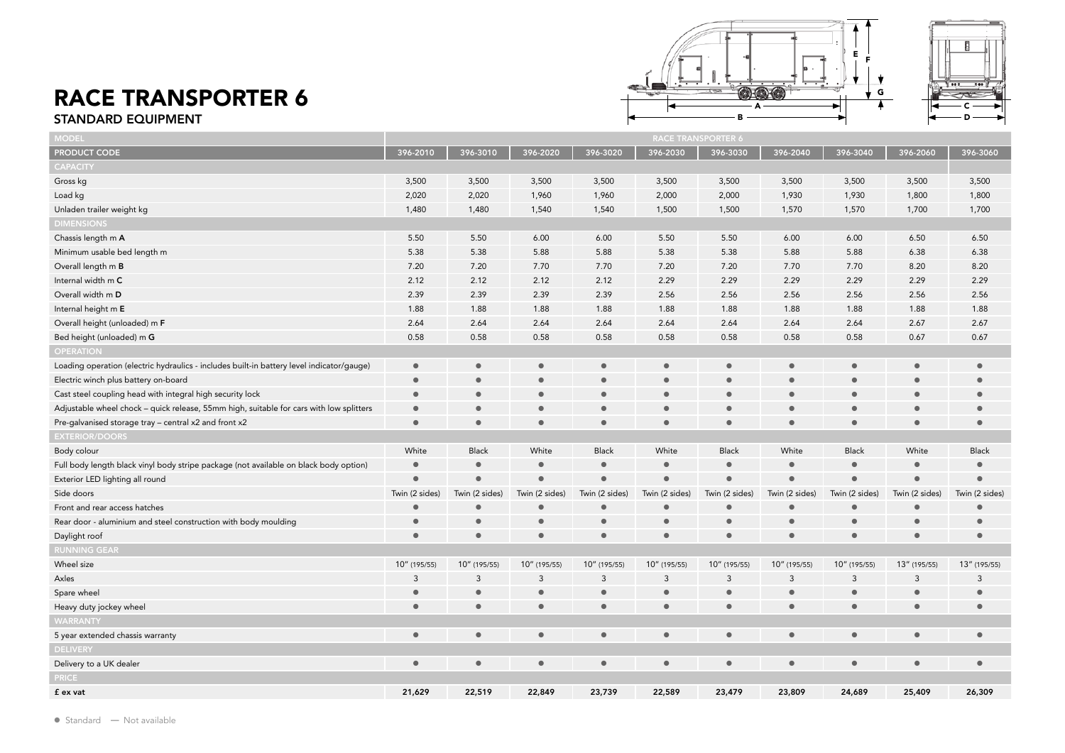# RACE TRANSPORTER 6

## STANDARD EQUIPMENT

| MODEL | RACE TRANSPORTER 6 | | | | | | | | | |
|---|---|---|---|---|---|---|---|---|---|---|
| PRODUCT CODE | 396-2010 | 396-3010 | 396-2020 | 396-3020 | 396-2030 | 396-3030 | 396-2040 | 396-3040 | 396-2060 | 396-3060 |
| **CAPACITY** | | | | | | | | | | |
| Gross kg | 3,500 | 3,500 | 3,500 | 3,500 | 3,500 | 3,500 | 3,500 | 3,500 | 3,500 | 3,500 |
| Load kg | 2,020 | 2,020 | 1,960 | 1,960 | 2,000 | 2,000 | 1,930 | 1,930 | 1,800 | 1,800 |
| Unladen trailer weight kg | 1,480 | 1,480 | 1,540 | 1,540 | 1,500 | 1,500 | 1,570 | 1,570 | 1,700 | 1,700 |
| **DIMENSIONS** | | | | | | | | | | |
| Chassis length m **A** | 5.50 | 5.50 | 6.00 | 6.00 | 5.50 | 5.50 | 6.00 | 6.00 | 6.50 | 6.50 |
| Minimum usable bed length m | 5.38 | 5.38 | 5.88 | 5.88 | 5.38 | 5.38 | 5.88 | 5.88 | 6.38 | 6.38 |
| Overall length m **B** | 7.20 | 7.20 | 7.70 | 7.70 | 7.20 | 7.20 | 7.70 | 7.70 | 8.20 | 8.20 |
| Internal width m **C** | 2.12 | 2.12 | 2.12 | 2.12 | 2.29 | 2.29 | 2.29 | 2.29 | 2.29 | 2.29 |
| Overall width m **D** | 2.39 | 2.39 | 2.39 | 2.39 | 2.56 | 2.56 | 2.56 | 2.56 | 2.56 | 2.56 |
| Internal height m **E** | 1.88 | 1.88 | 1.88 | 1.88 | 1.88 | 1.88 | 1.88 | 1.88 | 1.88 | 1.88 |
| Overall height (unloaded) m **F** | 2.64 | 2.64 | 2.64 | 2.64 | 2.64 | 2.64 | 2.64 | 2.64 | 2.67 | 2.67 |
| Bed height (unloaded) m **G** | 0.58 | 0.58 | 0.58 | 0.58 | 0.58 | 0.58 | 0.58 | 0.58 | 0.67 | 0.67 |
| **OPERATION** | | | | | | | | | | |
| Loading operation (electric hydraulics - includes built-in battery level indicator/gauge) | ● | ● | ● | ● | ● | ● | ● | ● | ● | ● |
| Electric winch plus battery on-board | ● | ● | ● | ● | ● | ● | ● | ● | ● | ● |
| Cast steel coupling head with integral high security lock | ● | ● | ● | ● | ● | ● | ● | ● | ● | ● |
| Adjustable wheel chock – quick release, 55mm high, suitable for cars with low splitters | ● | ● | ● | ● | ● | ● | ● | ● | ● | ● |
| Pre-galvanised storage tray – central x2 and front x2 | ● | ● | ● | ● | ● | ● | ● | ● | ● | ● |
| **EXTERIOR/DOORS** | | | | | | | | | | |
| Body colour | White | Black | White | Black | White | Black | White | Black | White | Black |
| Full body length black vinyl body stripe package (not available on black body option) | ● | ● | ● | ● | ● | ● | ● | ● | ● | ● |
| Exterior LED lighting all round | ● | ● | ● | ● | ● | ● | ● | ● | ● | ● |
| Side doors | Twin (2 sides) | Twin (2 sides) | Twin (2 sides) | Twin (2 sides) | Twin (2 sides) | Twin (2 sides) | Twin (2 sides) | Twin (2 sides) | Twin (2 sides) | Twin (2 sides) |
| Front and rear access hatches | ● | ● | ● | ● | ● | ● | ● | ● | ● | ● |
| Rear door - aluminium and steel construction with body moulding | ● | ● | ● | ● | ● | ● | ● | ● | ● | ● |
| Daylight roof | ● | ● | ● | ● | ● | ● | ● | ● | ● | ● |
| **RUNNING GEAR** | | | | | | | | | | |
| Wheel size | 10" (195/55) | 10" (195/55) | 10" (195/55) | 10" (195/55) | 10" (195/55) | 10" (195/55) | 10" (195/55) | 10" (195/55) | 13" (195/55) | 13" (195/55) |
| Axles | 3 | 3 | 3 | 3 | 3 | 3 | 3 | 3 | 3 | 3 |
| Spare wheel | ● | ● | ● | ● | ● | ● | ● | ● | ● | ● |
| Heavy duty jockey wheel | ● | ● | ● | ● | ● | ● | ● | ● | ● | ● |
| **WARRANTY** | | | | | | | | | | |
| 5 year extended chassis warranty | ● | ● | ● | ● | ● | ● | ● | ● | ● | ● |
| **DELIVERY** | | | | | | | | | | |
| Delivery to a UK dealer | ● | ● | ● | ● | ● | ● | ● | ● | ● | ● |
| **PRICE** | | | | | | | | | | |
| **£ ex vat** | **21,629** | **22,519** | **22,849** | **23,739** | **22,589** | **23,479** | **23,809** | **24,689** | **25,409** | **26,309** |

● Standard — Not available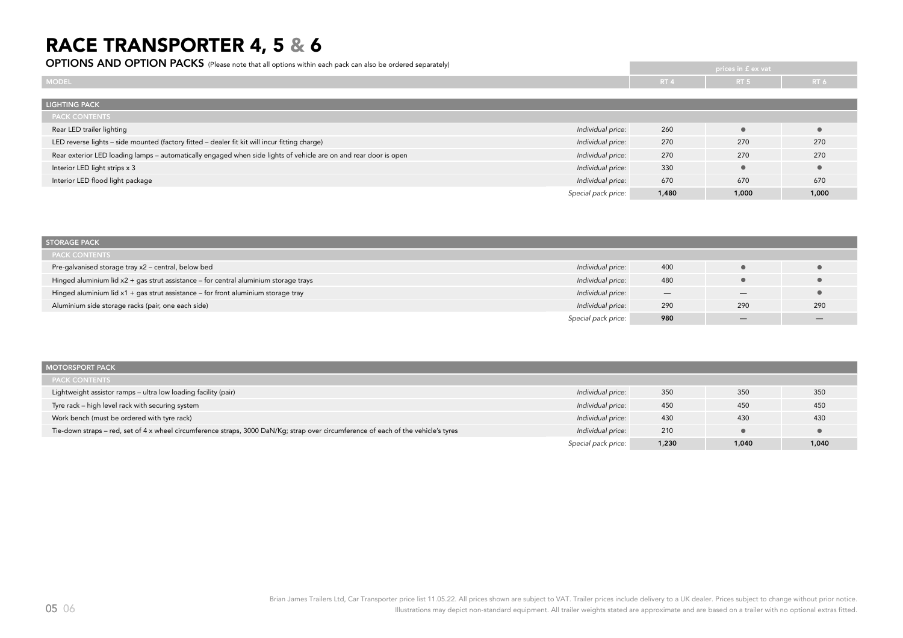# RACE TRANSPORTER 4, 5 & 6

**OPTIONS AND OPTION PACKS** (Please note that all options within each pack can also be ordered separately)

| | | prices in £ ex vat | | |
|---|---|---|---|---|
| MODEL | | RT 4 | RT 5 | RT 6 |

| LIGHTING PACK | | | | |
|---|---|---|---|---|
| PACK CONTENTS | | | | |
| Rear LED trailer lighting | *Individual price:* | 260 | ● | ● |
| LED reverse lights – side mounted (factory fitted – dealer fit kit will incur fitting charge) | *Individual price:* | 270 | 270 | 270 |
| Rear exterior LED loading lamps – automatically engaged when side lights of vehicle are on and rear door is open | *Individual price:* | 270 | 270 | 270 |
| Interior LED light strips x 3 | *Individual price:* | 330 | ● | ● |
| Interior LED flood light package | *Individual price:* | 670 | 670 | 670 |
| | *Special pack price:* | **1,480** | **1,000** | **1,000** |

| STORAGE PACK | | | | |
|---|---|---|---|---|
| PACK CONTENTS | | | | |
| Pre-galvanised storage tray x2 – central, below bed | *Individual price:* | 400 | ● | ● |
| Hinged aluminium lid x2 + gas strut assistance – for central aluminium storage trays | *Individual price:* | 480 | ● | ● |
| Hinged aluminium lid x1 + gas strut assistance – for front aluminium storage tray | *Individual price:* | — | — | ● |
| Aluminium side storage racks (pair, one each side) | *Individual price:* | 290 | 290 | 290 |
| | *Special pack price:* | **980** | — | — |

| MOTORSPORT PACK | | | | |
|---|---|---|---|---|
| PACK CONTENTS | | | | |
| Lightweight assistor ramps – ultra low loading facility (pair) | *Individual price:* | 350 | 350 | 350 |
| Tyre rack – high level rack with securing system | *Individual price:* | 450 | 450 | 450 |
| Work bench (must be ordered with tyre rack) | *Individual price:* | 430 | 430 | 430 |
| Tie-down straps – red, set of 4 x wheel circumference straps, 3000 DaN/Kg; strap over circumference of each of the vehicle's tyres | *Individual price:* | 210 | ● | ● |
| | *Special pack price:* | **1,230** | **1,040** | **1,040** |

Brian James Trailers Ltd, Car Transporter price list 11.05.22. All prices shown are subject to VAT. Trailer prices include delivery to a UK dealer. Prices subject to change without prior notice. Illustrations may depict non-standard equipment. All trailer weights stated are approximate and are based on a trailer with no optional extras fitted.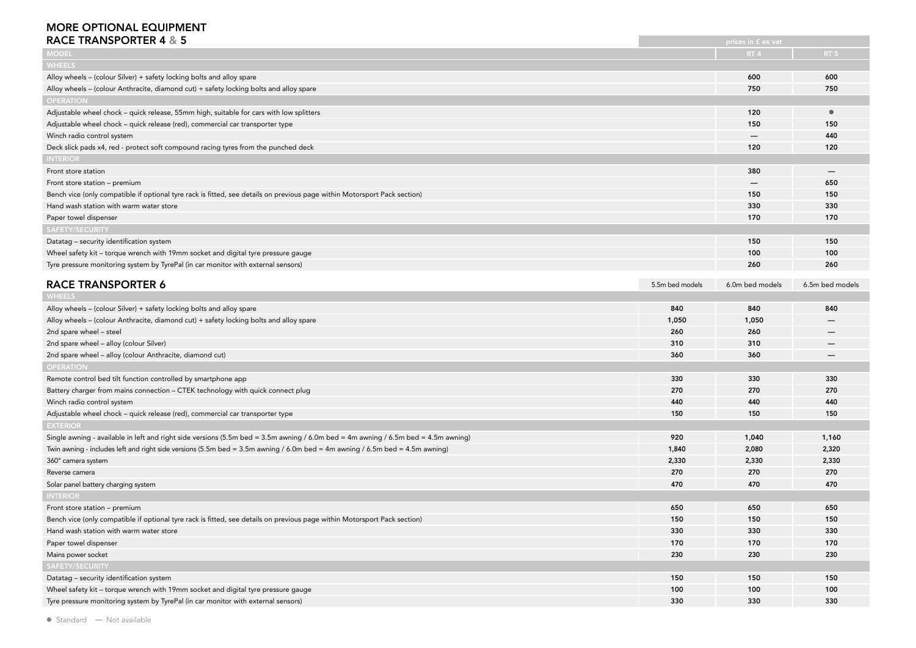# MORE OPTIONAL EQUIPMENT

## RACE TRANSPORTER 4 & 5

| | prices in £ ex vat | |
|---|---|---|
| MODEL | RT 4 | RT 5 |
| **WHEELS** | | |
| Alloy wheels – (colour Silver) + safety locking bolts and alloy spare | 600 | 600 |
| Alloy wheels – (colour Anthracite, diamond cut) + safety locking bolts and alloy spare | 750 | 750 |
| **OPERATION** | | |
| Adjustable wheel chock – quick release, 55mm high, suitable for cars with low splitters | 120 | ● |
| Adjustable wheel chock – quick release (red), commercial car transporter type | 150 | 150 |
| Winch radio control system | — | 440 |
| Deck slick pads x4, red - protect soft compound racing tyres from the punched deck | 120 | 120 |
| **INTERIOR** | | |
| Front store station | 380 | — |
| Front store station – premium | — | 650 |
| Bench vice (only compatible if optional tyre rack is fitted, see details on previous page within Motorsport Pack section) | 150 | 150 |
| Hand wash station with warm water store | 330 | 330 |
| Paper towel dispenser | 170 | 170 |
| **SAFETY/SECURITY** | | |
| Datatag – security identification system | 150 | 150 |
| Wheel safety kit – torque wrench with 19mm socket and digital tyre pressure gauge | 100 | 100 |
| Tyre pressure monitoring system by TyrePal (in car monitor with external sensors) | 260 | 260 |

## RACE TRANSPORTER 6

| | 5.5m bed models | 6.0m bed models | 6.5m bed models |
|---|---|---|---|
| **WHEELS** | | | |
| Alloy wheels – (colour Silver) + safety locking bolts and alloy spare | 840 | 840 | 840 |
| Alloy wheels – (colour Anthracite, diamond cut) + safety locking bolts and alloy spare | 1,050 | 1,050 | — |
| 2nd spare wheel – steel | 260 | 260 | — |
| 2nd spare wheel – alloy (colour Silver) | 310 | 310 | — |
| 2nd spare wheel – alloy (colour Anthracite, diamond cut) | 360 | 360 | — |
| **OPERATION** | | | |
| Remote control bed tilt function controlled by smartphone app | 330 | 330 | 330 |
| Battery charger from mains connection – CTEK technology with quick connect plug | 270 | 270 | 270 |
| Winch radio control system | 440 | 440 | 440 |
| Adjustable wheel chock – quick release (red), commercial car transporter type | 150 | 150 | 150 |
| **EXTERIOR** | | | |
| Single awning - available in left and right side versions (5.5m bed = 3.5m awning / 6.0m bed = 4m awning / 6.5m bed = 4.5m awning) | 920 | 1,040 | 1,160 |
| Twin awning - includes left and right side versions (5.5m bed = 3.5m awning / 6.0m bed = 4m awning / 6.5m bed = 4.5m awning) | 1,840 | 2,080 | 2,320 |
| 360° camera system | 2,330 | 2,330 | 2,330 |
| Reverse camera | 270 | 270 | 270 |
| Solar panel battery charging system | 470 | 470 | 470 |
| **INTERIOR** | | | |
| Front store station – premium | 650 | 650 | 650 |
| Bench vice (only compatible if optional tyre rack is fitted, see details on previous page within Motorsport Pack section) | 150 | 150 | 150 |
| Hand wash station with warm water store | 330 | 330 | 330 |
| Paper towel dispenser | 170 | 170 | 170 |
| Mains power socket | 230 | 230 | 230 |
| **SAFETY/SECURITY** | | | |
| Datatag – security identification system | 150 | 150 | 150 |
| Wheel safety kit – torque wrench with 19mm socket and digital tyre pressure gauge | 100 | 100 | 100 |
| Tyre pressure monitoring system by TyrePal (in car monitor with external sensors) | 330 | 330 | 330 |

● Standard — Not available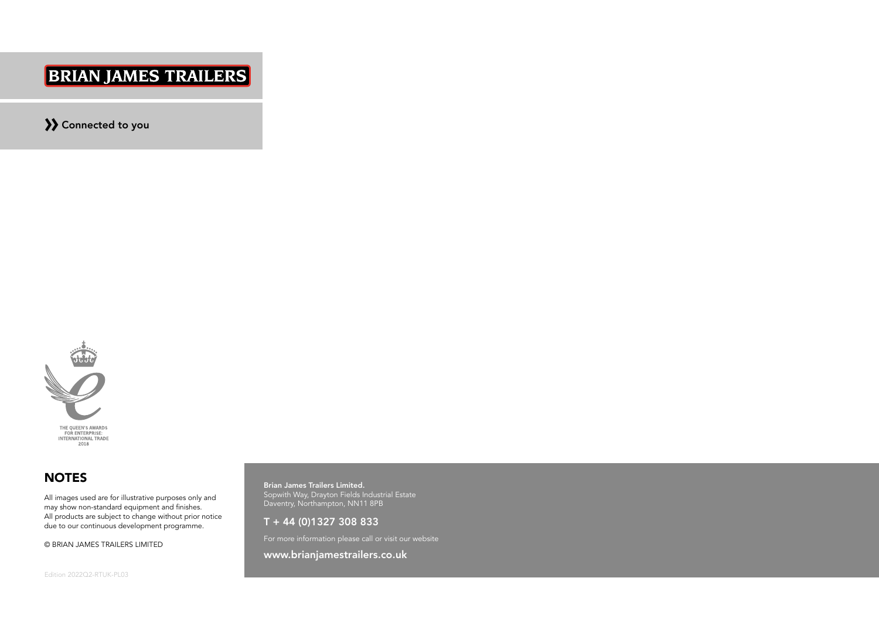# BRIAN JAMES TRAILERS

Connected to you

THE QUEEN'S AWARDS FOR ENTERPRISE: INTERNATIONAL TRADE 2018

## NOTES

All images used are for illustrative purposes only and may show non-standard equipment and finishes. All products are subject to change without prior notice due to our continuous development programme.

© BRIAN JAMES TRAILERS LIMITED

Edition 2022Q2-RTUK-PL03

**Brian James Trailers Limited.**
Sopwith Way, Drayton Fields Industrial Estate
Daventry, Northampton, NN11 8PB

**T + 44 (0)1327 308 833**

For more information please call or visit our website

**www.brianjamestrailers.co.uk**